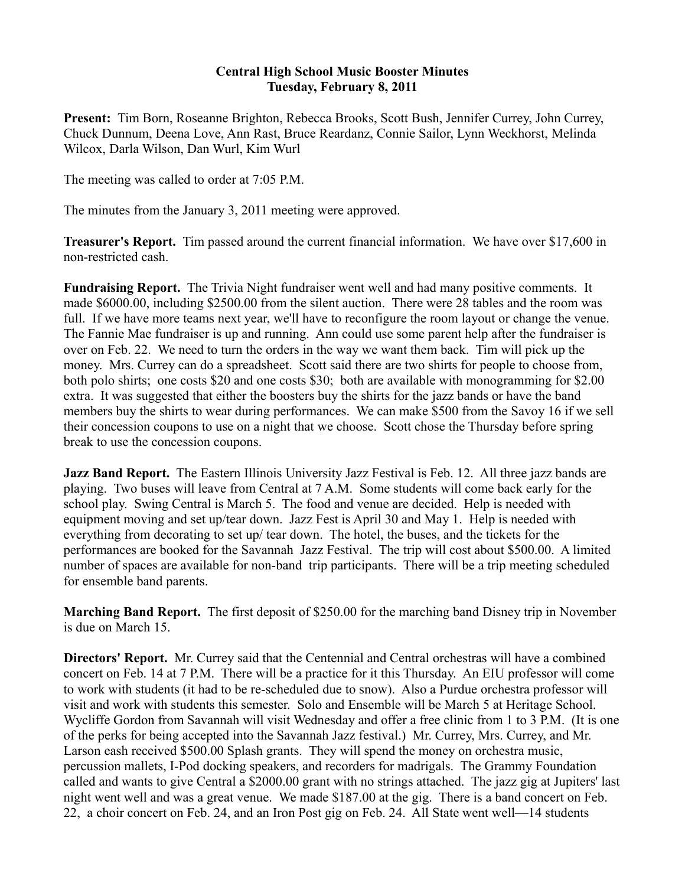**Central High School Music Booster Minutes**
**Tuesday, February 8, 2011**

**Present:** Tim Born, Roseanne Brighton, Rebecca Brooks, Scott Bush, Jennifer Currey, John Currey, Chuck Dunnum, Deena Love, Ann Rast, Bruce Reardanz, Connie Sailor, Lynn Weckhorst, Melinda Wilcox, Darla Wilson, Dan Wurl, Kim Wurl

The meeting was called to order at 7:05 P.M.

The minutes from the January 3, 2011 meeting were approved.

**Treasurer's Report.** Tim passed around the current financial information. We have over $17,600 in non-restricted cash.

**Fundraising Report.** The Trivia Night fundraiser went well and had many positive comments. It made $6000.00, including $2500.00 from the silent auction. There were 28 tables and the room was full. If we have more teams next year, we'll have to reconfigure the room layout or change the venue. The Fannie Mae fundraiser is up and running. Ann could use some parent help after the fundraiser is over on Feb. 22. We need to turn the orders in the way we want them back. Tim will pick up the money. Mrs. Currey can do a spreadsheet. Scott said there are two shirts for people to choose from, both polo shirts; one costs $20 and one costs $30; both are available with monogramming for $2.00 extra. It was suggested that either the boosters buy the shirts for the jazz bands or have the band members buy the shirts to wear during performances. We can make $500 from the Savoy 16 if we sell their concession coupons to use on a night that we choose. Scott chose the Thursday before spring break to use the concession coupons.

**Jazz Band Report.** The Eastern Illinois University Jazz Festival is Feb. 12. All three jazz bands are playing. Two buses will leave from Central at 7 A.M. Some students will come back early for the school play. Swing Central is March 5. The food and venue are decided. Help is needed with equipment moving and set up/tear down. Jazz Fest is April 30 and May 1. Help is needed with everything from decorating to set up/ tear down. The hotel, the buses, and the tickets for the performances are booked for the Savannah Jazz Festival. The trip will cost about $500.00. A limited number of spaces are available for non-band trip participants. There will be a trip meeting scheduled for ensemble band parents.

**Marching Band Report.** The first deposit of $250.00 for the marching band Disney trip in November is due on March 15.

**Directors' Report.** Mr. Currey said that the Centennial and Central orchestras will have a combined concert on Feb. 14 at 7 P.M. There will be a practice for it this Thursday. An EIU professor will come to work with students (it had to be re-scheduled due to snow). Also a Purdue orchestra professor will visit and work with students this semester. Solo and Ensemble will be March 5 at Heritage School. Wycliffe Gordon from Savannah will visit Wednesday and offer a free clinic from 1 to 3 P.M. (It is one of the perks for being accepted into the Savannah Jazz festival.) Mr. Currey, Mrs. Currey, and Mr. Larson eash received $500.00 Splash grants. They will spend the money on orchestra music, percussion mallets, I-Pod docking speakers, and recorders for madrigals. The Grammy Foundation called and wants to give Central a $2000.00 grant with no strings attached. The jazz gig at Jupiters' last night went well and was a great venue. We made $187.00 at the gig. There is a band concert on Feb. 22, a choir concert on Feb. 24, and an Iron Post gig on Feb. 24. All State went well—14 students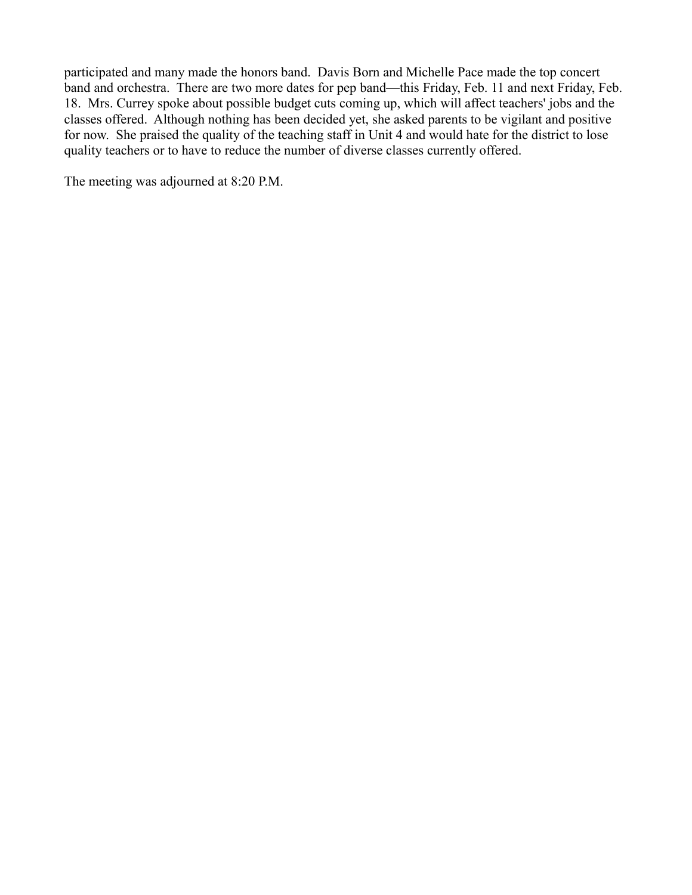participated and many made the honors band. Davis Born and Michelle Pace made the top concert band and orchestra. There are two more dates for pep band—this Friday, Feb. 11 and next Friday, Feb. 18. Mrs. Currey spoke about possible budget cuts coming up, which will affect teachers' jobs and the classes offered. Although nothing has been decided yet, she asked parents to be vigilant and positive for now. She praised the quality of the teaching staff in Unit 4 and would hate for the district to lose quality teachers or to have to reduce the number of diverse classes currently offered.

The meeting was adjourned at 8:20 P.M.